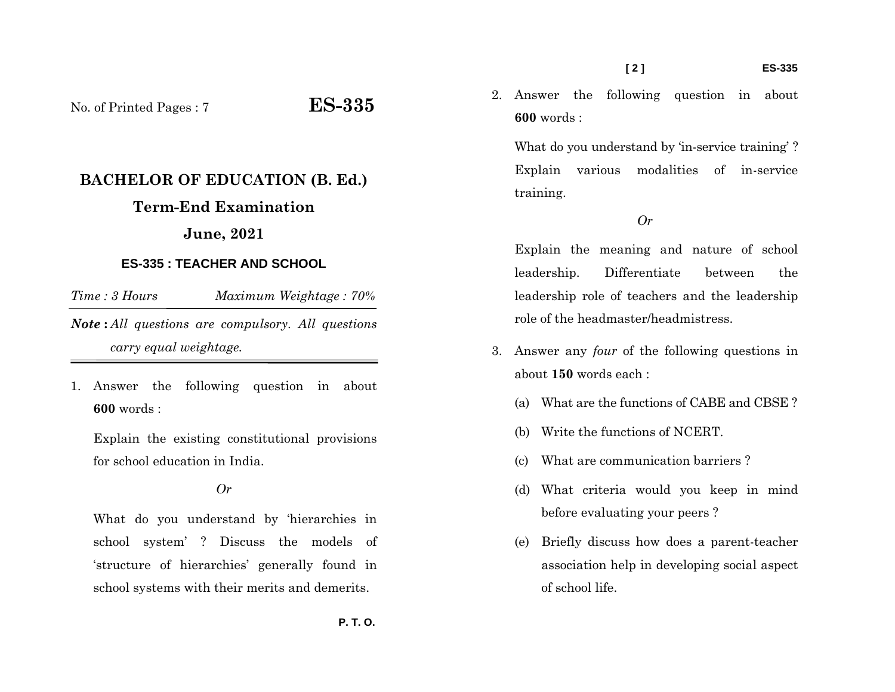No. of Printed Pages : 7

# ES-335

## BACHELOR OF EDUCATION (B. Ed.)

## Term-End Examination

## June, 2021

### ES-335 : TEACHER AND SCHOOL

*Time : 3 Hours* *Maximum Weightage : 70%*

**Note :** *All questions are compulsory. All questions carry equal weightage.*

1. Answer the following question in about **600** words :

   Explain the existing constitutional provisions for school education in India.

   *Or*

   What do you understand by 'hierarchies in school system' ? Discuss the models of 'structure of hierarchies' generally found in school systems with their merits and demerits.

2. Answer the following question in about **600** words :

   What do you understand by 'in-service training' ? Explain various modalities of in-service training.

   *Or*

   Explain the meaning and nature of school leadership. Differentiate between the leadership role of teachers and the leadership role of the headmaster/headmistress.

3. Answer any *four* of the following questions in about **150** words each :

   (a) What are the functions of CABE and CBSE ?

   (b) Write the functions of NCERT.

   (c) What are communication barriers ?

   (d) What criteria would you keep in mind before evaluating your peers ?

   (e) Briefly discuss how does a parent-teacher association help in developing social aspect of school life.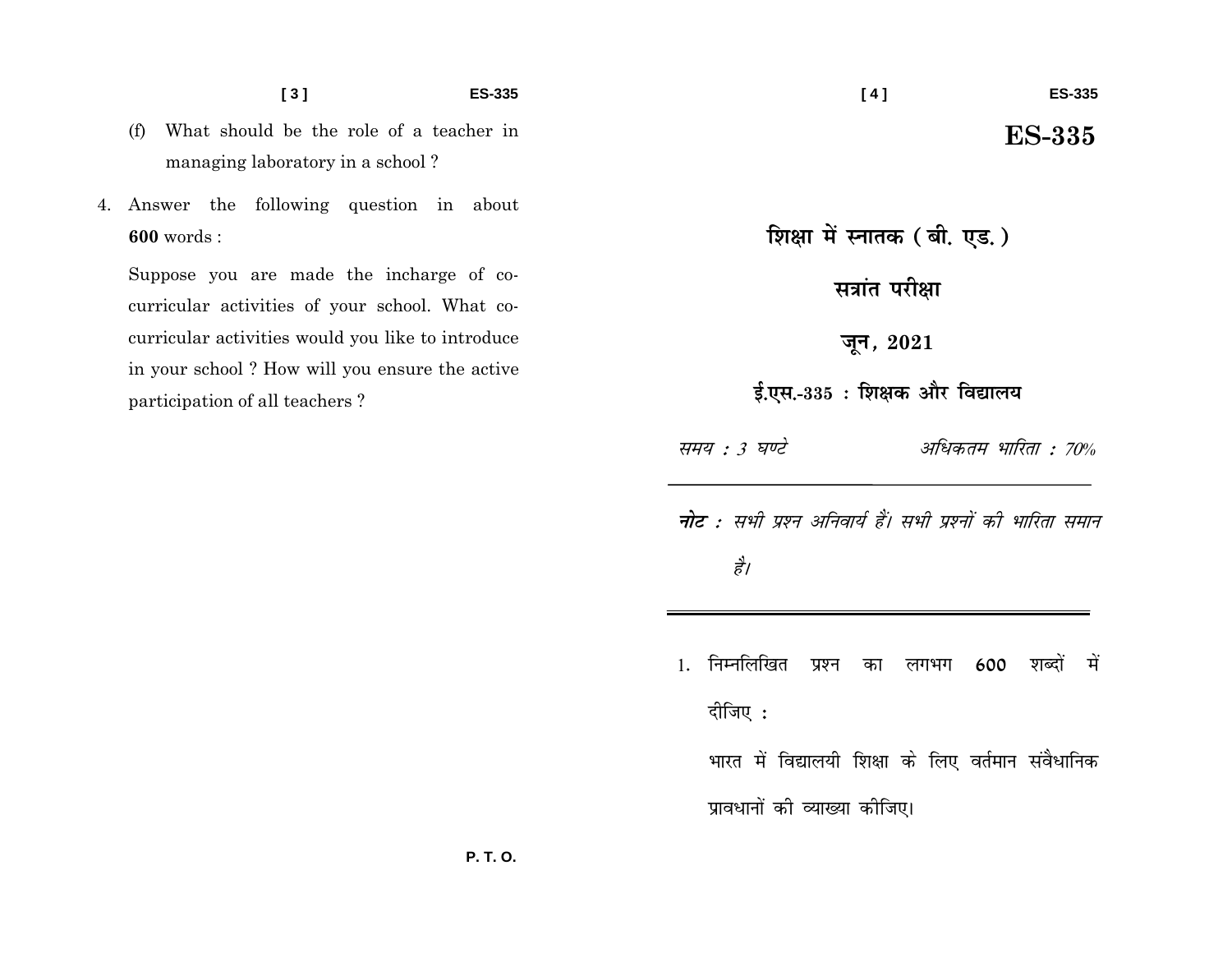(f) What should be the role of a teacher in managing laboratory in a school ?

4. Answer the following question in about **600** words :

   Suppose you are made the incharge of co-curricular activities of your school. What co-curricular activities would you like to introduce in your school ? How will you ensure the active participation of all teachers ?

P. T. O.

# ES-335

## शिक्षा में स्नातक ( बी. एड. )

## सत्रांत परीक्षा

## जून, 2021

## ई.एस.-335 : शिक्षक और विद्यालय

*समय : 3 घण्टे* &nbsp;&nbsp;&nbsp;&nbsp;&nbsp;&nbsp;&nbsp;&nbsp; *अधिकतम भारिता : 70%*

---

***नोट :** सभी प्रश्न अनिवार्य हैं। सभी प्रश्नों की भारिता समान है।*

---

1. निम्नलिखित प्रश्न का लगभग **600** शब्दों में दीजिए :

   भारत में विद्यालयी शिक्षा के लिए वर्तमान संवैधानिक प्रावधानों की व्याख्या कीजिए।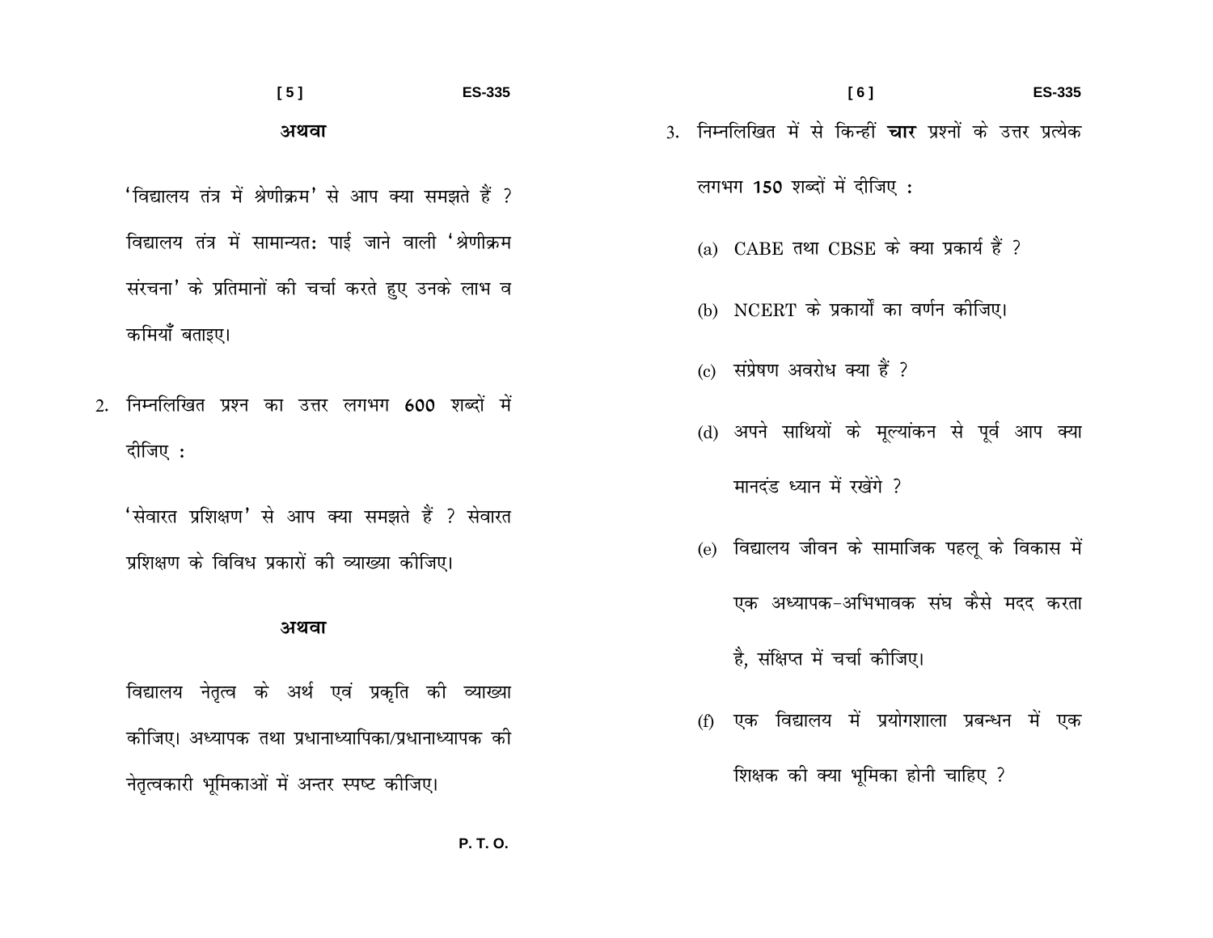**अथवा**

'विद्यालय तंत्र में श्रेणीक्रम' से आप क्या समझते हैं ? विद्यालय तंत्र में सामान्यत: पाई जाने वाली 'श्रेणीक्रम संरचना' के प्रतिमानों की चर्चा करते हुए उनके लाभ व कमियाँ बताइए।

2. निम्नलिखित प्रश्न का उत्तर लगभग **600** शब्दों में दीजिए :

'सेवारत प्रशिक्षण' से आप क्या समझते हैं ? सेवारत प्रशिक्षण के विविध प्रकारों की व्याख्या कीजिए।

**अथवा**

विद्यालय नेतृत्व के अर्थ एवं प्रकृति की व्याख्या कीजिए। अध्यापक तथा प्रधानाध्यापिका/प्रधानाध्यापक की नेतृत्वकारी भूमिकाओं में अन्तर स्पष्ट कीजिए।

3. निम्नलिखित में से किन्हीं **चार** प्रश्नों के उत्तर प्रत्येक लगभग **150** शब्दों में दीजिए :

(a) CABE तथा CBSE के क्या प्रकार्य हैं ?

(b) NCERT के प्रकार्यों का वर्णन कीजिए।

(c) संप्रेषण अवरोध क्या हैं ?

(d) अपने साथियों के मूल्यांकन से पूर्व आप क्या मानदंड ध्यान में रखेंगे ?

(e) विद्यालय जीवन के सामाजिक पहलू के विकास में एक अध्यापक-अभिभावक संघ कैसे मदद करता है, संक्षिप्त में चर्चा कीजिए।

(f) एक विद्यालय में प्रयोगशाला प्रबन्धन में एक शिक्षक की क्या भूमिका होनी चाहिए ?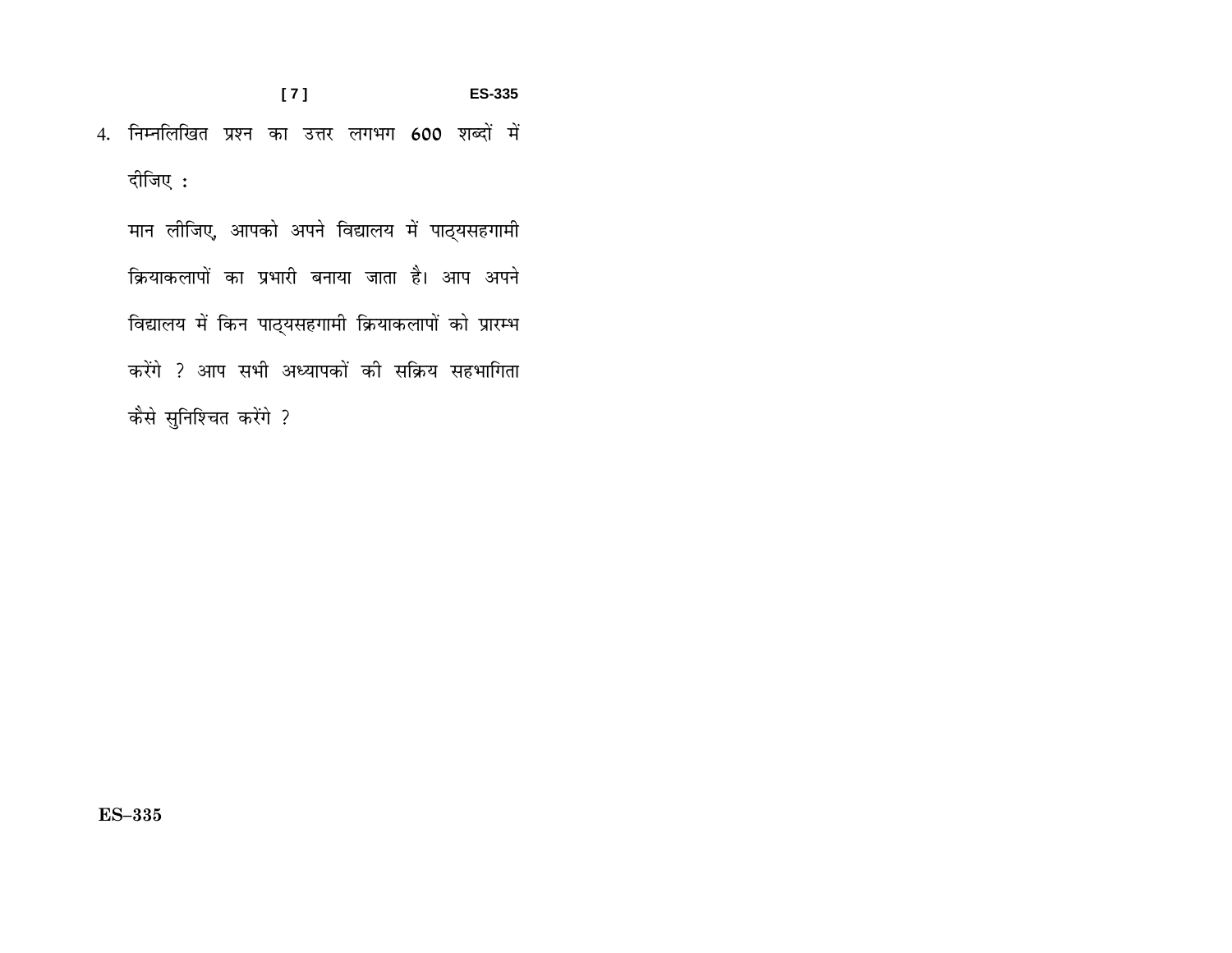4. निम्नलिखित प्रश्न का उत्तर लगभग 600 शब्दों में दीजिए :

   मान लीजिए, आपको अपने विद्यालय में पाठ्यसहगामी क्रियाकलापों का प्रभारी बनाया जाता है। आप अपने विद्यालय में किन पाठ्यसहगामी क्रियाकलापों को प्रारम्भ करेंगे ? आप सभी अध्यापकों की सक्रिय सहभागिता कैसे सुनिश्चित करेंगे ?